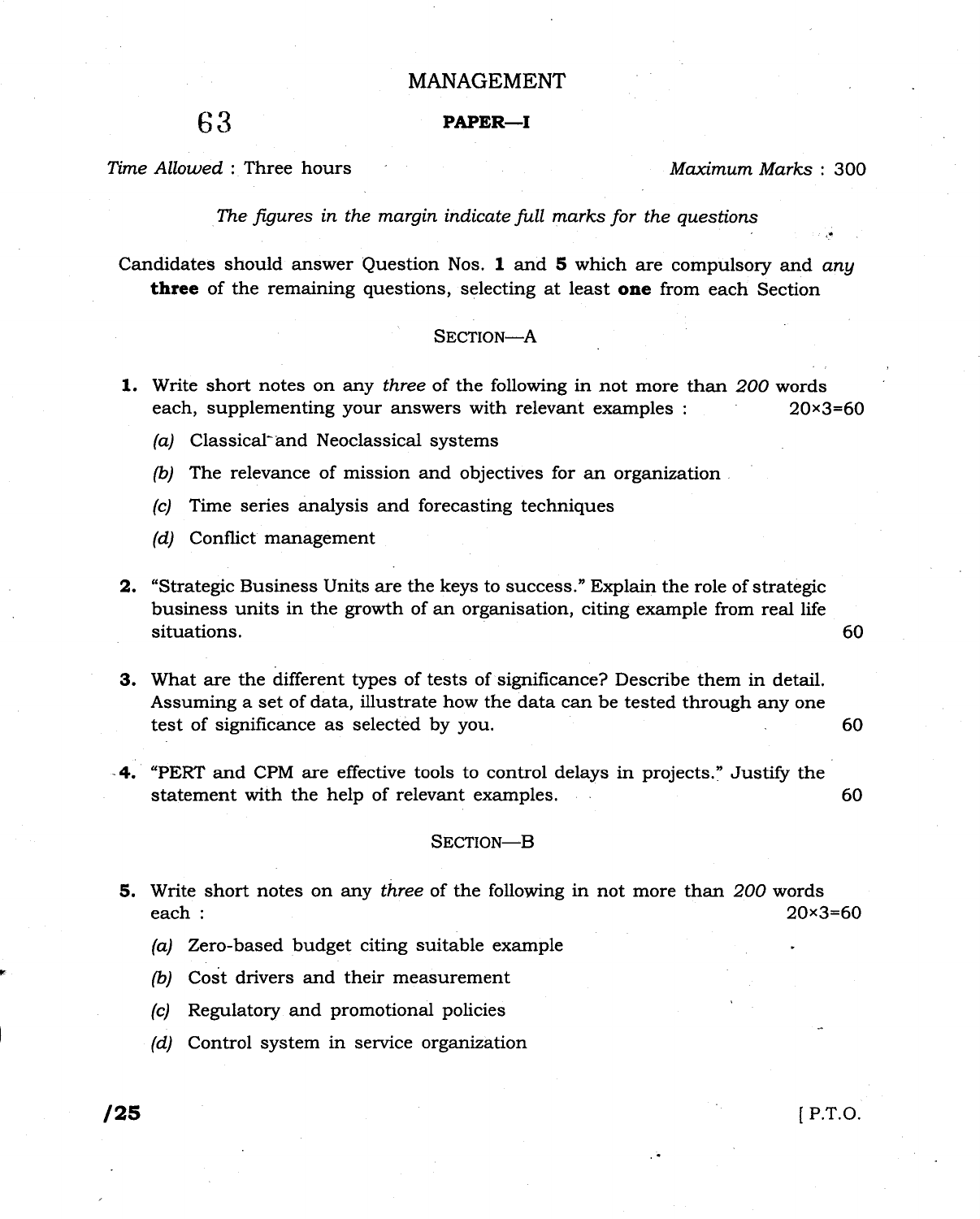# MANAGEMENT

63

## PAPER—I

*Time Allowed* : Three hours *Maximum Marks* : 300

*The figures in the margin indicate full marks for the questions*

Candidates should answer Question Nos. **1** and **5** which are compulsory and *any* **three** of the remaining questions, selecting at least **one** from each Section

### SECTION—A

**1.** Write short notes on any *three* of the following in not more than *200* words each, supplementing your answers with relevant examples : 20×3=60

(a) Classical and Neoclassical systems

(b) The relevance of mission and objectives for an organization

(c) Time series analysis and forecasting techniques

(d) Conflict management

**2.** "Strategic Business Units are the keys to success." Explain the role of strategic business units in the growth of an organisation, citing example from real life situations. 60

**3.** What are the different types of tests of significance? Describe them in detail. Assuming a set of data, illustrate how the data can be tested through any one test of significance as selected by you. 60

**4.** "PERT and CPM are effective tools to control delays in projects." Justify the statement with the help of relevant examples. 60

### SECTION—B

**5.** Write short notes on any *three* of the following in not more than *200* words each : 20×3=60

(a) Zero-based budget citing suitable example

(b) Cost drivers and their measurement

(c) Regulatory and promotional policies

(d) Control system in service organization

**/25** [ P.T.O.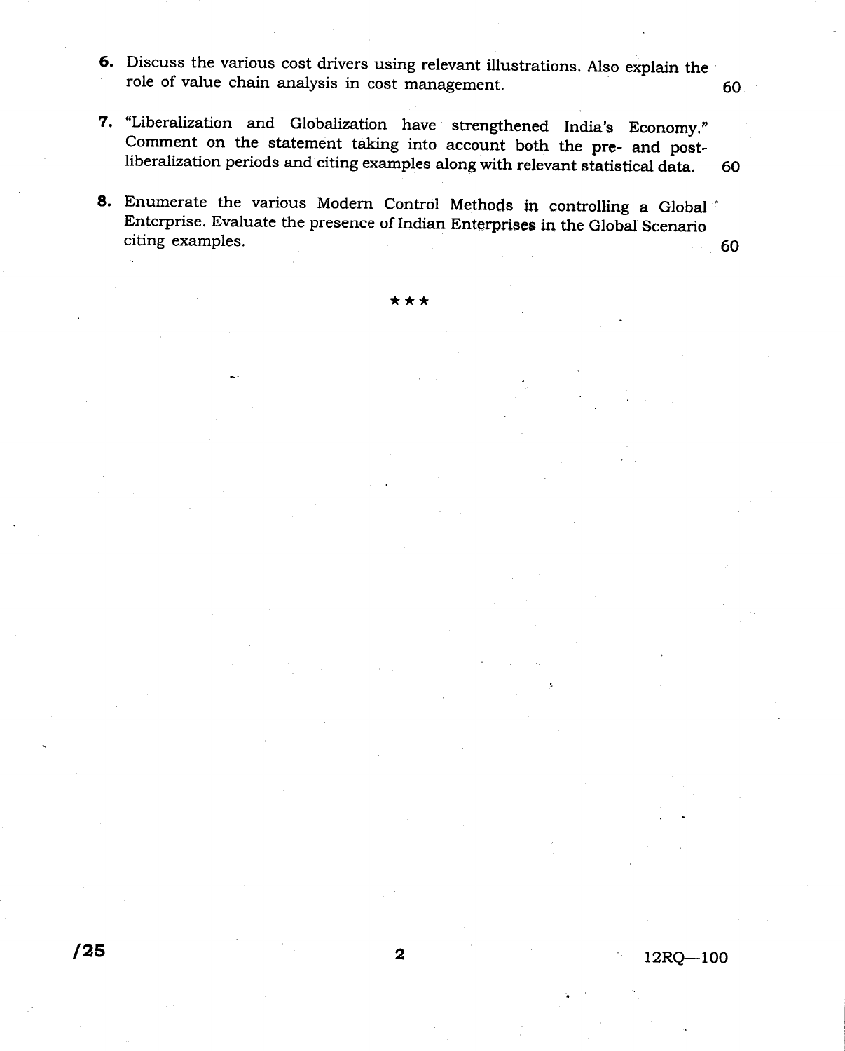6. Discuss the various cost drivers using relevant illustrations. Also explain the role of value chain analysis in cost management. 60

7. "Liberalization and Globalization have strengthened India's Economy." Comment on the statement taking into account both the pre- and post-liberalization periods and citing examples along with relevant statistical data. 60

8. Enumerate the various Modern Control Methods in controlling a Global Enterprise. Evaluate the presence of Indian Enterprises in the Global Scenario citing examples. 60

★★★

/25

12RQ—100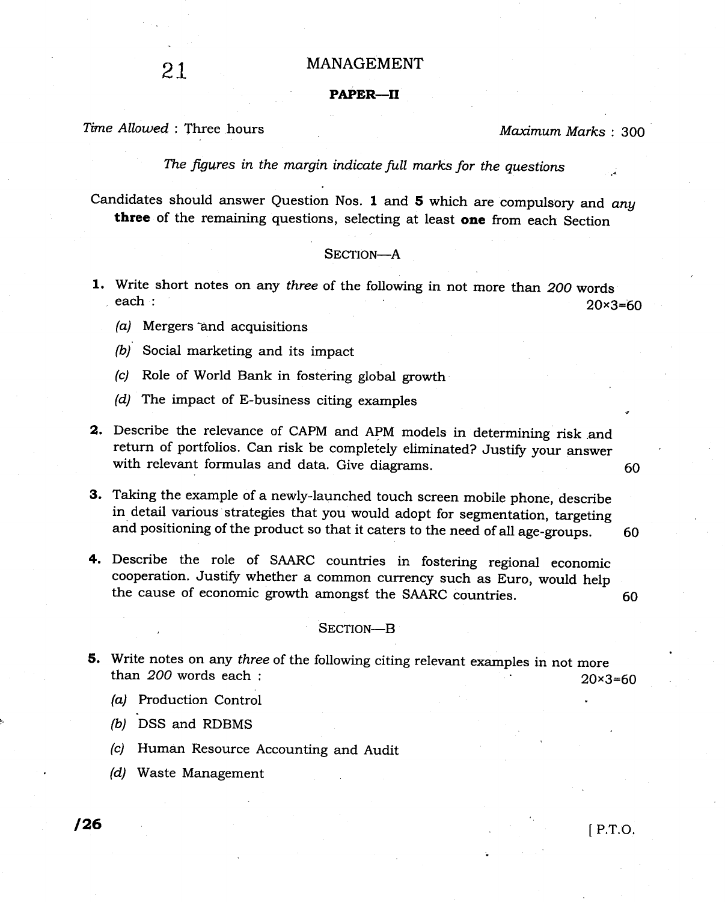21

# MANAGEMENT

## PAPER—II

*Time Allowed* : Three hours *Maximum Marks* : 300

*The figures in the margin indicate full marks for the questions*

Candidates should answer Question Nos. **1** and **5** which are compulsory and *any* **three** of the remaining questions, selecting at least **one** from each Section

### SECTION—A

**1.** Write short notes on any *three* of the following in not more than *200* words each : 20×3=60

*(a)* Mergers and acquisitions

*(b)* Social marketing and its impact

*(c)* Role of World Bank in fostering global growth

*(d)* The impact of E-business citing examples

**2.** Describe the relevance of CAPM and APM models in determining risk and return of portfolios. Can risk be completely eliminated? Justify your answer with relevant formulas and data. Give diagrams. 60

**3.** Taking the example of a newly-launched touch screen mobile phone, describe in detail various strategies that you would adopt for segmentation, targeting and positioning of the product so that it caters to the need of all age-groups. 60

**4.** Describe the role of SAARC countries in fostering regional economic cooperation. Justify whether a common currency such as Euro, would help the cause of economic growth amongst the SAARC countries. 60

### SECTION—B

**5.** Write notes on any *three* of the following citing relevant examples in not more than *200* words each : 20×3=60

*(a)* Production Control

*(b)* DSS and RDBMS

*(c)* Human Resource Accounting and Audit

*(d)* Waste Management

**/26** [ P.T.O.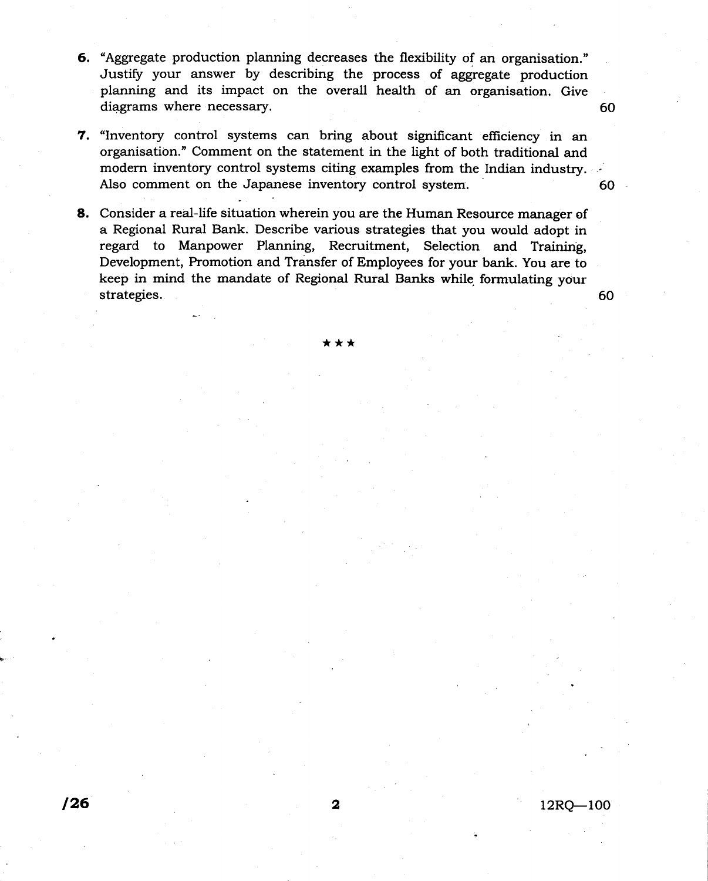6. "Aggregate production planning decreases the flexibility of an organisation." Justify your answer by describing the process of aggregate production planning and its impact on the overall health of an organisation. Give diagrams where necessary. 60

7. "Inventory control systems can bring about significant efficiency in an organisation." Comment on the statement in the light of both traditional and modern inventory control systems citing examples from the Indian industry. Also comment on the Japanese inventory control system. 60

8. Consider a real-life situation wherein you are the Human Resource manager of a Regional Rural Bank. Describe various strategies that you would adopt in regard to Manpower Planning, Recruitment, Selection and Training, Development, Promotion and Transfer of Employees for your bank. You are to keep in mind the mandate of Regional Rural Banks while formulating your strategies. 60

★★★